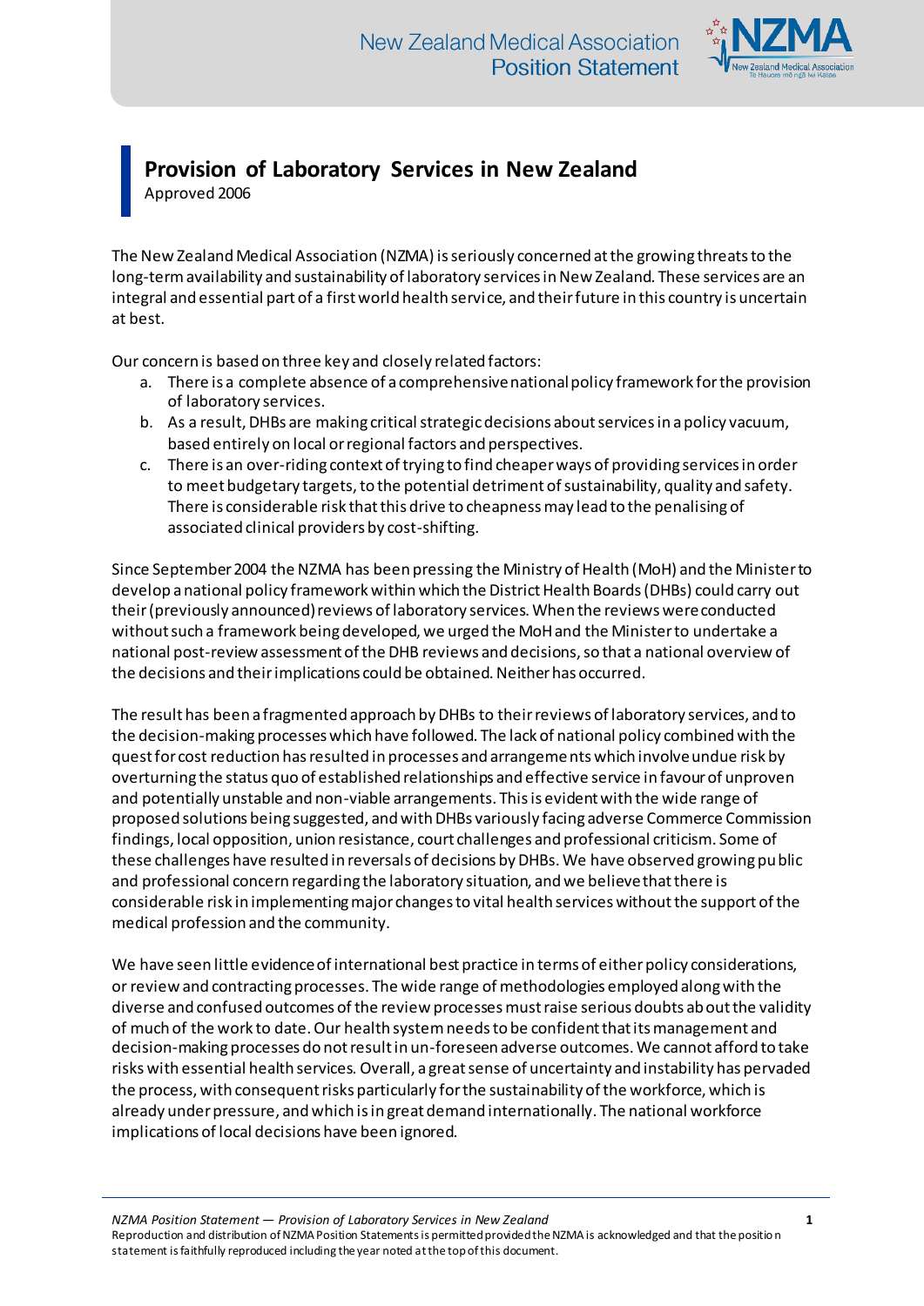# Provision of Laboratory Services in New Zealand

Approved 2006

The New Zealand Medical Association (NZMA) is seriously concerned at the growing threats to the long-term availability and sustainability of laboratory services in New Zealand. These services are an integral and essential part of a first world health service, and their future in this country is uncertain at best.

Our concern is based on three key and closely related factors:

a. There is a complete absence of a comprehensive national policy framework for the provision of laboratory services.
b. As a result, DHBs are making critical strategic decisions about services in a policy vacuum, based entirely on local or regional factors and perspectives.
c. There is an over-riding context of trying to find cheaper ways of providing services in order to meet budgetary targets, to the potential detriment of sustainability, quality and safety. There is considerable risk that this drive to cheapness may lead to the penalising of associated clinical providers by cost-shifting.

Since September 2004 the NZMA has been pressing the Ministry of Health (MoH) and the Minister to develop a national policy framework within which the District Health Boards (DHBs) could carry out their (previously announced) reviews of laboratory services. When the reviews were conducted without such a framework being developed, we urged the MoH and the Minister to undertake a national post-review assessment of the DHB reviews and decisions, so that a national overview of the decisions and their implications could be obtained. Neither has occurred.

The result has been a fragmented approach by DHBs to their reviews of laboratory services, and to the decision-making processes which have followed. The lack of national policy combined with the quest for cost reduction has resulted in processes and arrangements which involve undue risk by overturning the status quo of established relationships and effective service in favour of unproven and potentially unstable and non-viable arrangements. This is evident with the wide range of proposed solutions being suggested, and with DHBs variously facing adverse Commerce Commission findings, local opposition, union resistance, court challenges and professional criticism. Some of these challenges have resulted in reversals of decisions by DHBs. We have observed growing public and professional concern regarding the laboratory situation, and we believe that there is considerable risk in implementing major changes to vital health services without the support of the medical profession and the community.

We have seen little evidence of international best practice in terms of either policy considerations, or review and contracting processes. The wide range of methodologies employed along with the diverse and confused outcomes of the review processes must raise serious doubts about the validity of much of the work to date. Our health system needs to be confident that its management and decision-making processes do not result in un-foreseen adverse outcomes. We cannot afford to take risks with essential health services. Overall, a great sense of uncertainty and instability has pervaded the process, with consequent risks particularly for the sustainability of the workforce, which is already under pressure, and which is in great demand internationally. The national workforce implications of local decisions have been ignored.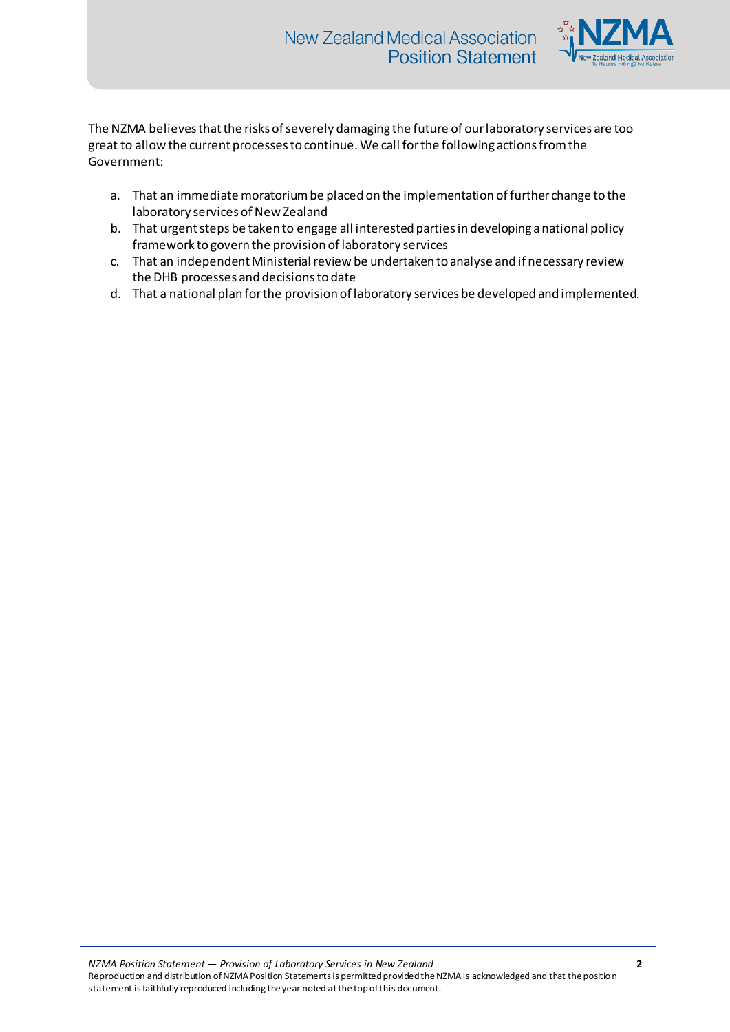The NZMA believes that the risks of severely damaging the future of our laboratory services are too great to allow the current processes to continue. We call for the following actions from the Government:

a. That an immediate moratorium be placed on the implementation of further change to the laboratory services of New Zealand
b. That urgent steps be taken to engage all interested parties in developing a national policy framework to govern the provision of laboratory services
c. That an independent Ministerial review be undertaken to analyse and if necessary review the DHB processes and decisions to date
d. That a national plan for the provision of laboratory services be developed and implemented.